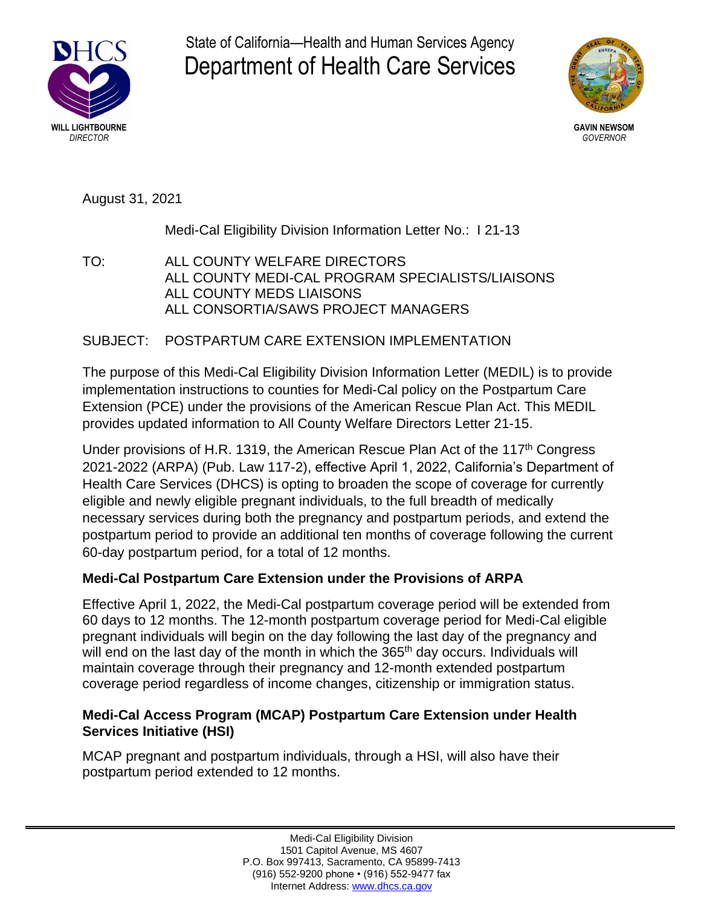State of California—Health and Human Services Agency

# Department of Health Care Services

**WILL LIGHTBOURNE**
*DIRECTOR*

**GAVIN NEWSOM**
*GOVERNOR*

August 31, 2021

Medi-Cal Eligibility Division Information Letter No.: I 21-13

TO: ALL COUNTY WELFARE DIRECTORS
ALL COUNTY MEDI-CAL PROGRAM SPECIALISTS/LIAISONS
ALL COUNTY MEDS LIAISONS
ALL CONSORTIA/SAWS PROJECT MANAGERS

SUBJECT: POSTPARTUM CARE EXTENSION IMPLEMENTATION

The purpose of this Medi-Cal Eligibility Division Information Letter (MEDIL) is to provide implementation instructions to counties for Medi-Cal policy on the Postpartum Care Extension (PCE) under the provisions of the American Rescue Plan Act. This MEDIL provides updated information to All County Welfare Directors Letter 21-15.

Under provisions of H.R. 1319, the American Rescue Plan Act of the 117th Congress 2021-2022 (ARPA) (Pub. Law 117-2), effective April 1, 2022, California's Department of Health Care Services (DHCS) is opting to broaden the scope of coverage for currently eligible and newly eligible pregnant individuals, to the full breadth of medically necessary services during both the pregnancy and postpartum periods, and extend the postpartum period to provide an additional ten months of coverage following the current 60-day postpartum period, for a total of 12 months.

**Medi-Cal Postpartum Care Extension under the Provisions of ARPA**

Effective April 1, 2022, the Medi-Cal postpartum coverage period will be extended from 60 days to 12 months. The 12-month postpartum coverage period for Medi-Cal eligible pregnant individuals will begin on the day following the last day of the pregnancy and will end on the last day of the month in which the 365th day occurs. Individuals will maintain coverage through their pregnancy and 12-month extended postpartum coverage period regardless of income changes, citizenship or immigration status.

**Medi-Cal Access Program (MCAP) Postpartum Care Extension under Health Services Initiative (HSI)**

MCAP pregnant and postpartum individuals, through a HSI, will also have their postpartum period extended to 12 months.

Medi-Cal Eligibility Division
1501 Capitol Avenue, MS 4607
P.O. Box 997413, Sacramento, CA 95899-7413
(916) 552-9200 phone • (916) 552-9477 fax
Internet Address: www.dhcs.ca.gov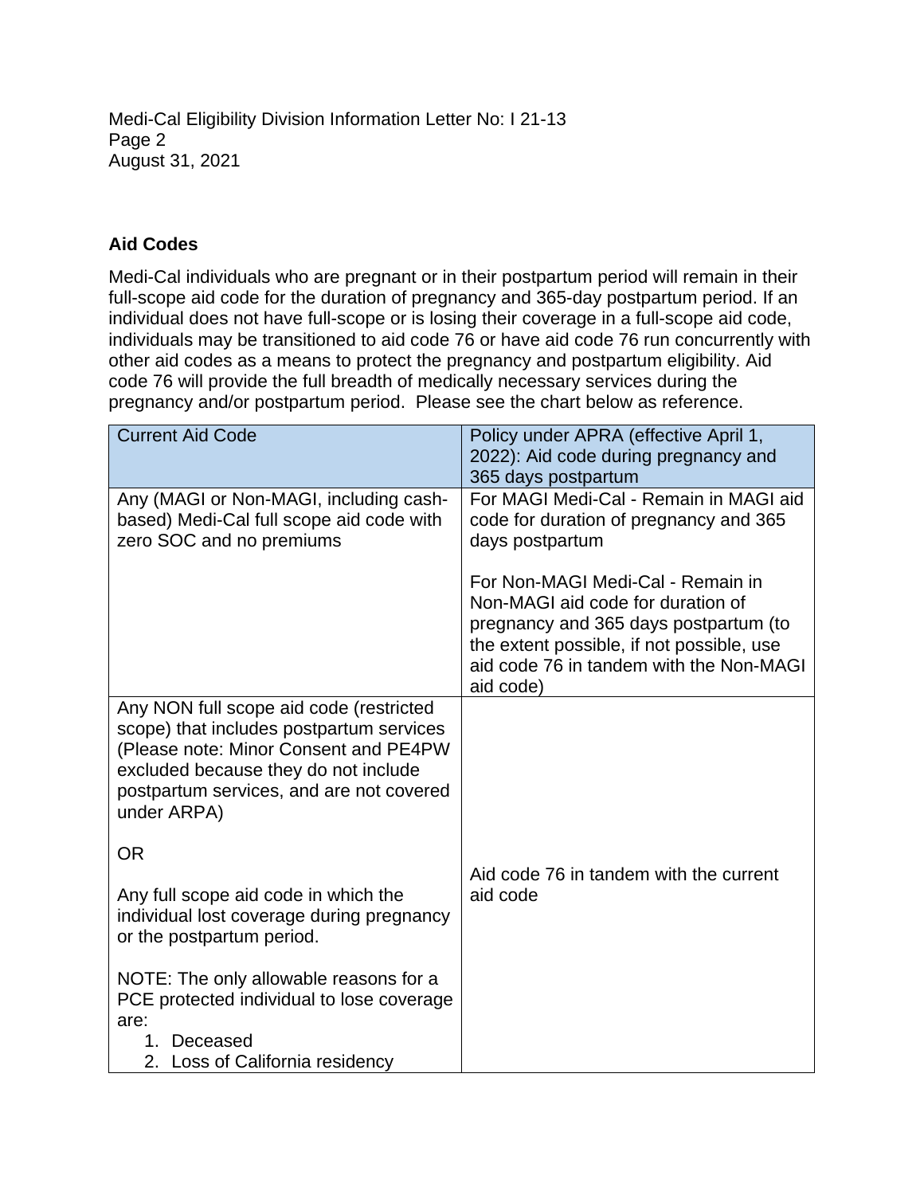## Aid Codes

Medi-Cal individuals who are pregnant or in their postpartum period will remain in their full-scope aid code for the duration of pregnancy and 365-day postpartum period. If an individual does not have full-scope or is losing their coverage in a full-scope aid code, individuals may be transitioned to aid code 76 or have aid code 76 run concurrently with other aid codes as a means to protect the pregnancy and postpartum eligibility. Aid code 76 will provide the full breadth of medically necessary services during the pregnancy and/or postpartum period. Please see the chart below as reference.

| Current Aid Code | Policy under APRA (effective April 1, 2022): Aid code during pregnancy and 365 days postpartum |
|---|---|
| Any (MAGI or Non-MAGI, including cash-based) Medi-Cal full scope aid code with zero SOC and no premiums | For MAGI Medi-Cal - Remain in MAGI aid code for duration of pregnancy and 365 days postpartum<br><br>For Non-MAGI Medi-Cal - Remain in Non-MAGI aid code for duration of pregnancy and 365 days postpartum (to the extent possible, if not possible, use aid code 76 in tandem with the Non-MAGI aid code) |
| Any NON full scope aid code (restricted scope) that includes postpartum services (Please note: Minor Consent and PE4PW excluded because they do not include postpartum services, and are not covered under ARPA)<br><br>OR<br><br>Any full scope aid code in which the individual lost coverage during pregnancy or the postpartum period.<br><br>NOTE: The only allowable reasons for a PCE protected individual to lose coverage are:<br>1. Deceased<br>2. Loss of California residency | Aid code 76 in tandem with the current aid code |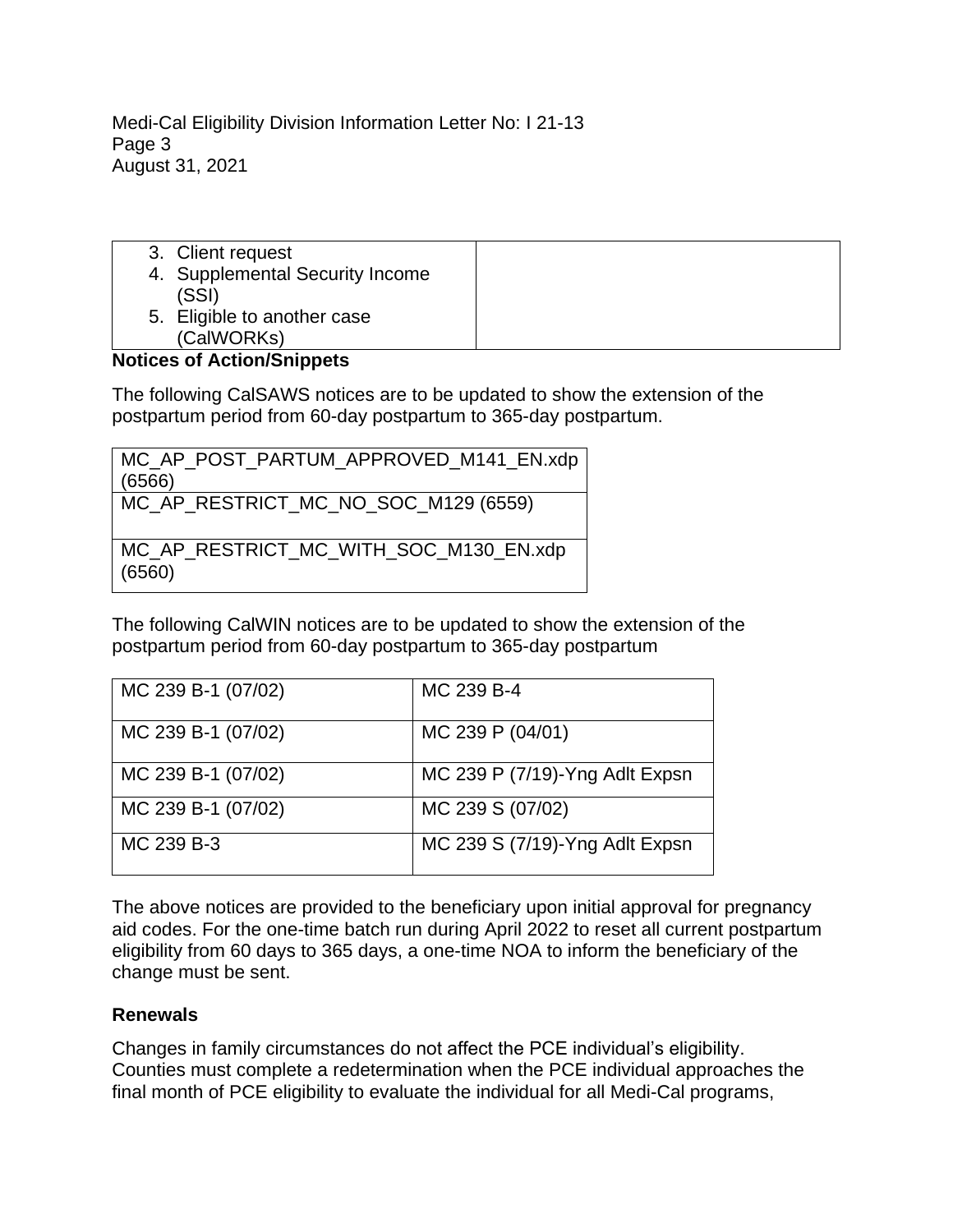| 3. Client request<br>4. Supplemental Security Income (SSI)<br>5. Eligible to another case (CalWORKs) | |
|---|---|

**Notices of Action/Snippets**

The following CalSAWS notices are to be updated to show the extension of the postpartum period from 60-day postpartum to 365-day postpartum.

| MC_AP_POST_PARTUM_APPROVED_M141_EN.xdp (6566) |
|---|
| MC_AP_RESTRICT_MC_NO_SOC_M129 (6559) |
| MC_AP_RESTRICT_MC_WITH_SOC_M130_EN.xdp (6560) |

The following CalWIN notices are to be updated to show the extension of the postpartum period from 60-day postpartum to 365-day postpartum

| MC 239 B-1 (07/02) | MC 239 B-4 |
|---|---|
| MC 239 B-1 (07/02) | MC 239 P (04/01) |
| MC 239 B-1 (07/02) | MC 239 P (7/19)-Yng Adlt Expsn |
| MC 239 B-1 (07/02) | MC 239 S (07/02) |
| MC 239 B-3 | MC 239 S (7/19)-Yng Adlt Expsn |

The above notices are provided to the beneficiary upon initial approval for pregnancy aid codes. For the one-time batch run during April 2022 to reset all current postpartum eligibility from 60 days to 365 days, a one-time NOA to inform the beneficiary of the change must be sent.

**Renewals**

Changes in family circumstances do not affect the PCE individual's eligibility. Counties must complete a redetermination when the PCE individual approaches the final month of PCE eligibility to evaluate the individual for all Medi-Cal programs,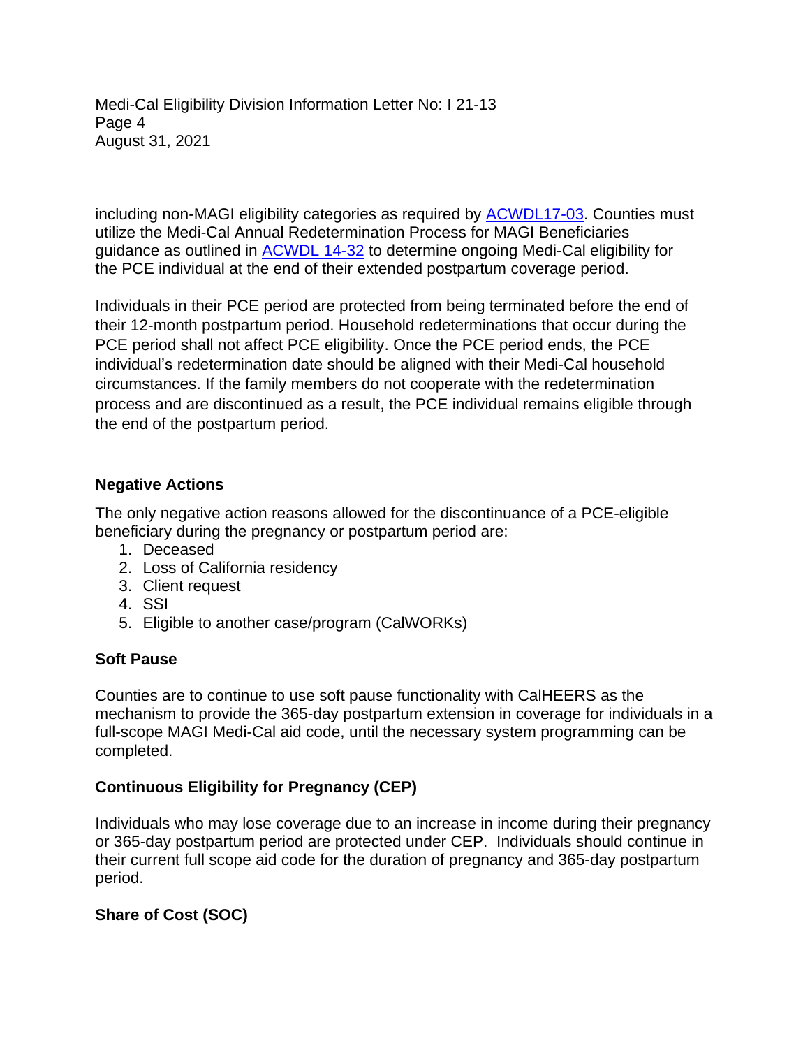including non-MAGI eligibility categories as required by [ACWDL17-03](). Counties must utilize the Medi-Cal Annual Redetermination Process for MAGI Beneficiaries guidance as outlined in [ACWDL 14-32]() to determine ongoing Medi-Cal eligibility for the PCE individual at the end of their extended postpartum coverage period.

Individuals in their PCE period are protected from being terminated before the end of their 12-month postpartum period. Household redeterminations that occur during the PCE period shall not affect PCE eligibility. Once the PCE period ends, the PCE individual's redetermination date should be aligned with their Medi-Cal household circumstances. If the family members do not cooperate with the redetermination process and are discontinued as a result, the PCE individual remains eligible through the end of the postpartum period.

**Negative Actions**

The only negative action reasons allowed for the discontinuance of a PCE-eligible beneficiary during the pregnancy or postpartum period are:

1. Deceased
2. Loss of California residency
3. Client request
4. SSI
5. Eligible to another case/program (CalWORKs)

**Soft Pause**

Counties are to continue to use soft pause functionality with CalHEERS as the mechanism to provide the 365-day postpartum extension in coverage for individuals in a full-scope MAGI Medi-Cal aid code, until the necessary system programming can be completed.

**Continuous Eligibility for Pregnancy (CEP)**

Individuals who may lose coverage due to an increase in income during their pregnancy or 365-day postpartum period are protected under CEP. Individuals should continue in their current full scope aid code for the duration of pregnancy and 365-day postpartum period.

**Share of Cost (SOC)**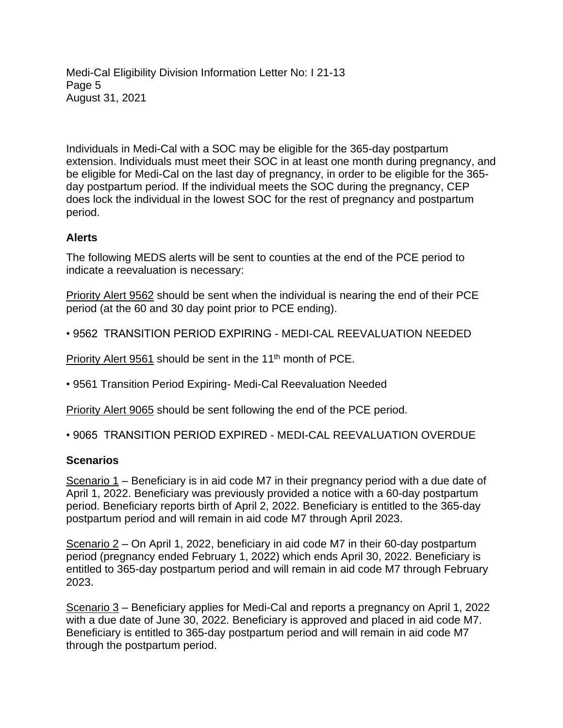Individuals in Medi-Cal with a SOC may be eligible for the 365-day postpartum extension. Individuals must meet their SOC in at least one month during pregnancy, and be eligible for Medi-Cal on the last day of pregnancy, in order to be eligible for the 365-day postpartum period. If the individual meets the SOC during the pregnancy, CEP does lock the individual in the lowest SOC for the rest of pregnancy and postpartum period.

### Alerts

The following MEDS alerts will be sent to counties at the end of the PCE period to indicate a reevaluation is necessary:

Priority Alert 9562 should be sent when the individual is nearing the end of their PCE period (at the 60 and 30 day point prior to PCE ending).

- 9562 TRANSITION PERIOD EXPIRING - MEDI-CAL REEVALUATION NEEDED

Priority Alert 9561 should be sent in the 11th month of PCE.

- 9561 Transition Period Expiring- Medi-Cal Reevaluation Needed

Priority Alert 9065 should be sent following the end of the PCE period.

- 9065 TRANSITION PERIOD EXPIRED - MEDI-CAL REEVALUATION OVERDUE

### Scenarios

Scenario 1 – Beneficiary is in aid code M7 in their pregnancy period with a due date of April 1, 2022. Beneficiary was previously provided a notice with a 60-day postpartum period. Beneficiary reports birth of April 2, 2022. Beneficiary is entitled to the 365-day postpartum period and will remain in aid code M7 through April 2023.

Scenario 2 – On April 1, 2022, beneficiary in aid code M7 in their 60-day postpartum period (pregnancy ended February 1, 2022) which ends April 30, 2022. Beneficiary is entitled to 365-day postpartum period and will remain in aid code M7 through February 2023.

Scenario 3 – Beneficiary applies for Medi-Cal and reports a pregnancy on April 1, 2022 with a due date of June 30, 2022. Beneficiary is approved and placed in aid code M7. Beneficiary is entitled to 365-day postpartum period and will remain in aid code M7 through the postpartum period.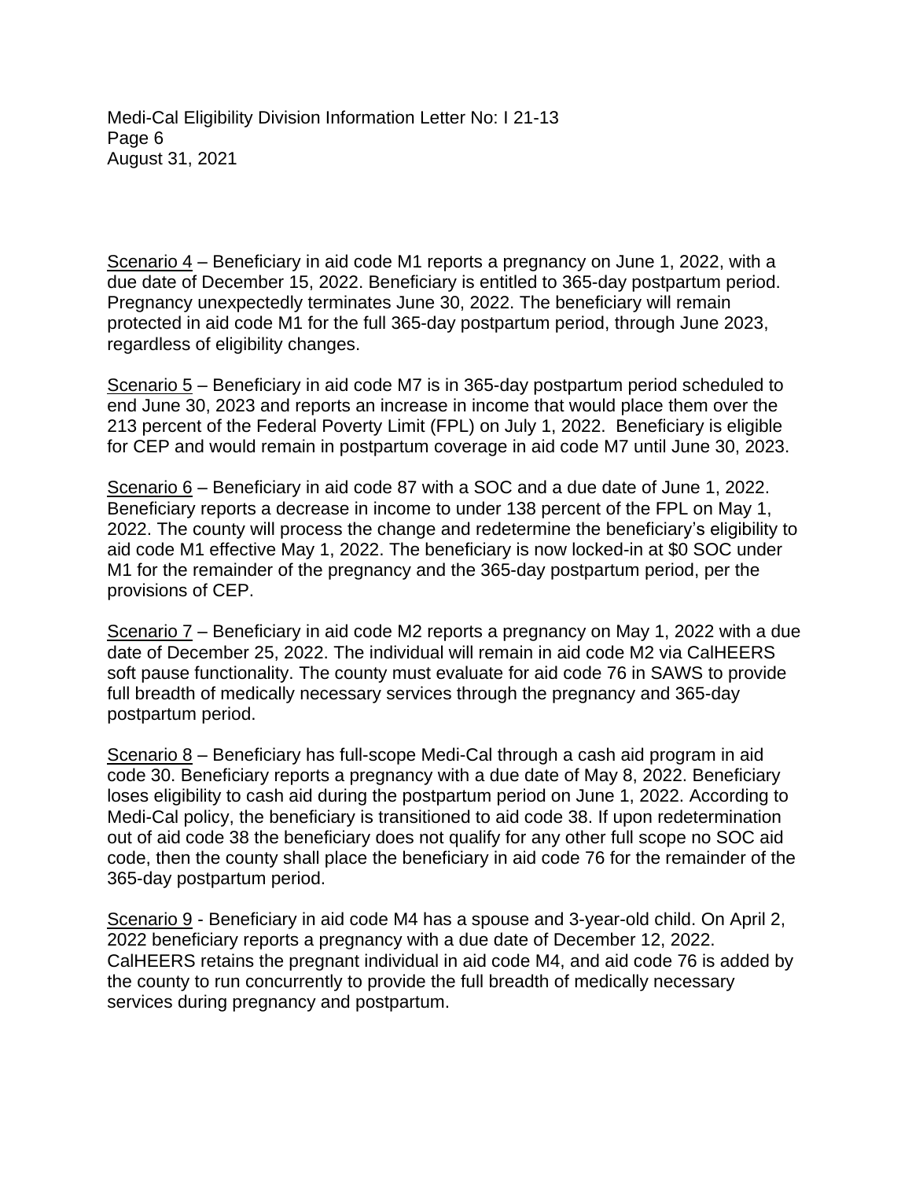Scenario 4 – Beneficiary in aid code M1 reports a pregnancy on June 1, 2022, with a due date of December 15, 2022. Beneficiary is entitled to 365-day postpartum period. Pregnancy unexpectedly terminates June 30, 2022. The beneficiary will remain protected in aid code M1 for the full 365-day postpartum period, through June 2023, regardless of eligibility changes.

Scenario 5 – Beneficiary in aid code M7 is in 365-day postpartum period scheduled to end June 30, 2023 and reports an increase in income that would place them over the 213 percent of the Federal Poverty Limit (FPL) on July 1, 2022. Beneficiary is eligible for CEP and would remain in postpartum coverage in aid code M7 until June 30, 2023.

Scenario 6 – Beneficiary in aid code 87 with a SOC and a due date of June 1, 2022. Beneficiary reports a decrease in income to under 138 percent of the FPL on May 1, 2022. The county will process the change and redetermine the beneficiary's eligibility to aid code M1 effective May 1, 2022. The beneficiary is now locked-in at $0 SOC under M1 for the remainder of the pregnancy and the 365-day postpartum period, per the provisions of CEP.

Scenario 7 – Beneficiary in aid code M2 reports a pregnancy on May 1, 2022 with a due date of December 25, 2022. The individual will remain in aid code M2 via CalHEERS soft pause functionality. The county must evaluate for aid code 76 in SAWS to provide full breadth of medically necessary services through the pregnancy and 365-day postpartum period.

Scenario 8 – Beneficiary has full-scope Medi-Cal through a cash aid program in aid code 30. Beneficiary reports a pregnancy with a due date of May 8, 2022. Beneficiary loses eligibility to cash aid during the postpartum period on June 1, 2022. According to Medi-Cal policy, the beneficiary is transitioned to aid code 38. If upon redetermination out of aid code 38 the beneficiary does not qualify for any other full scope no SOC aid code, then the county shall place the beneficiary in aid code 76 for the remainder of the 365-day postpartum period.

Scenario 9 - Beneficiary in aid code M4 has a spouse and 3-year-old child. On April 2, 2022 beneficiary reports a pregnancy with a due date of December 12, 2022. CalHEERS retains the pregnant individual in aid code M4, and aid code 76 is added by the county to run concurrently to provide the full breadth of medically necessary services during pregnancy and postpartum.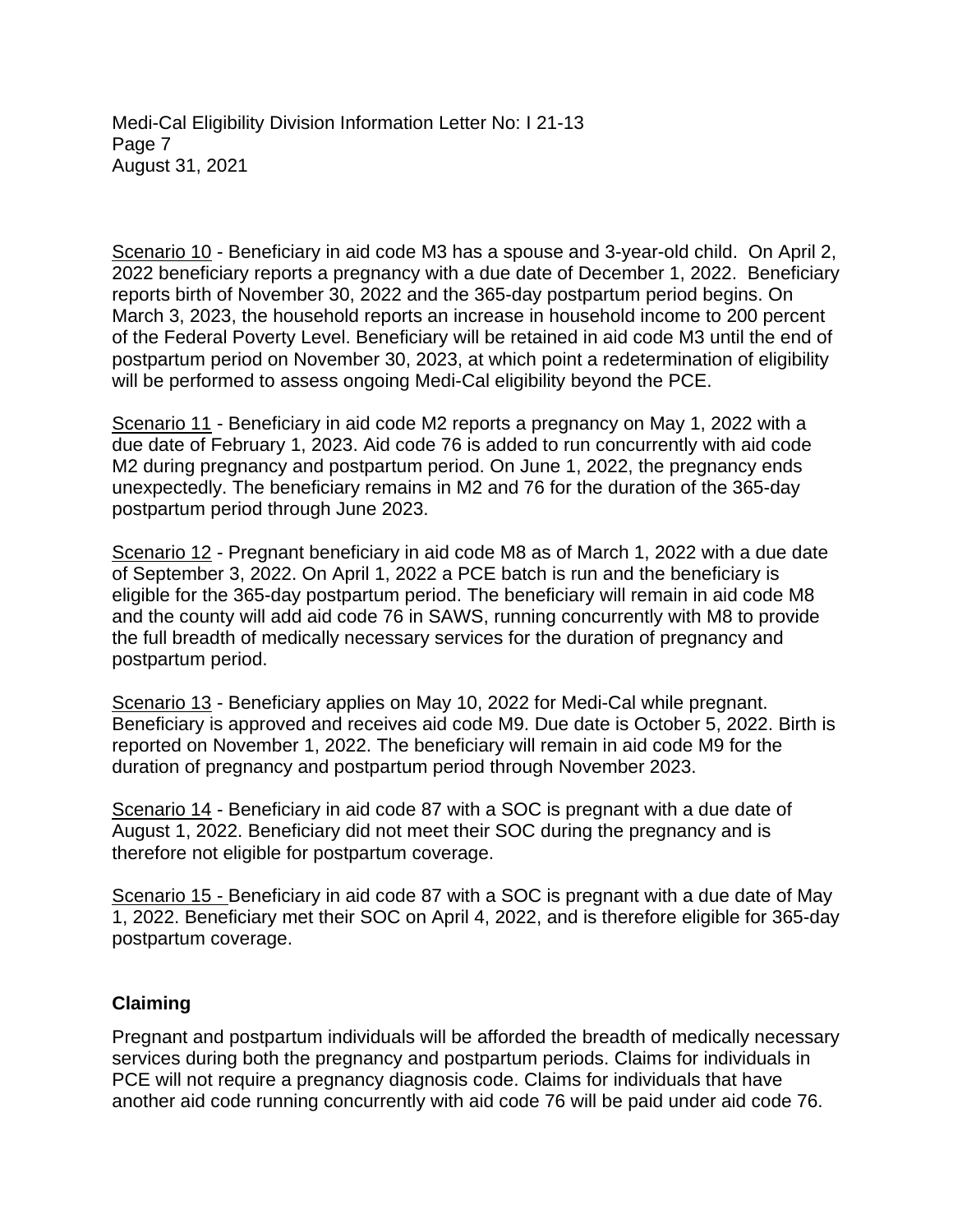Scenario 10 - Beneficiary in aid code M3 has a spouse and 3-year-old child. On April 2, 2022 beneficiary reports a pregnancy with a due date of December 1, 2022. Beneficiary reports birth of November 30, 2022 and the 365-day postpartum period begins. On March 3, 2023, the household reports an increase in household income to 200 percent of the Federal Poverty Level. Beneficiary will be retained in aid code M3 until the end of postpartum period on November 30, 2023, at which point a redetermination of eligibility will be performed to assess ongoing Medi-Cal eligibility beyond the PCE.

Scenario 11 - Beneficiary in aid code M2 reports a pregnancy on May 1, 2022 with a due date of February 1, 2023. Aid code 76 is added to run concurrently with aid code M2 during pregnancy and postpartum period. On June 1, 2022, the pregnancy ends unexpectedly. The beneficiary remains in M2 and 76 for the duration of the 365-day postpartum period through June 2023.

Scenario 12 - Pregnant beneficiary in aid code M8 as of March 1, 2022 with a due date of September 3, 2022. On April 1, 2022 a PCE batch is run and the beneficiary is eligible for the 365-day postpartum period. The beneficiary will remain in aid code M8 and the county will add aid code 76 in SAWS, running concurrently with M8 to provide the full breadth of medically necessary services for the duration of pregnancy and postpartum period.

Scenario 13 - Beneficiary applies on May 10, 2022 for Medi-Cal while pregnant. Beneficiary is approved and receives aid code M9. Due date is October 5, 2022. Birth is reported on November 1, 2022. The beneficiary will remain in aid code M9 for the duration of pregnancy and postpartum period through November 2023.

Scenario 14 - Beneficiary in aid code 87 with a SOC is pregnant with a due date of August 1, 2022. Beneficiary did not meet their SOC during the pregnancy and is therefore not eligible for postpartum coverage.

Scenario 15 - Beneficiary in aid code 87 with a SOC is pregnant with a due date of May 1, 2022. Beneficiary met their SOC on April 4, 2022, and is therefore eligible for 365-day postpartum coverage.

**Claiming**

Pregnant and postpartum individuals will be afforded the breadth of medically necessary services during both the pregnancy and postpartum periods. Claims for individuals in PCE will not require a pregnancy diagnosis code. Claims for individuals that have another aid code running concurrently with aid code 76 will be paid under aid code 76.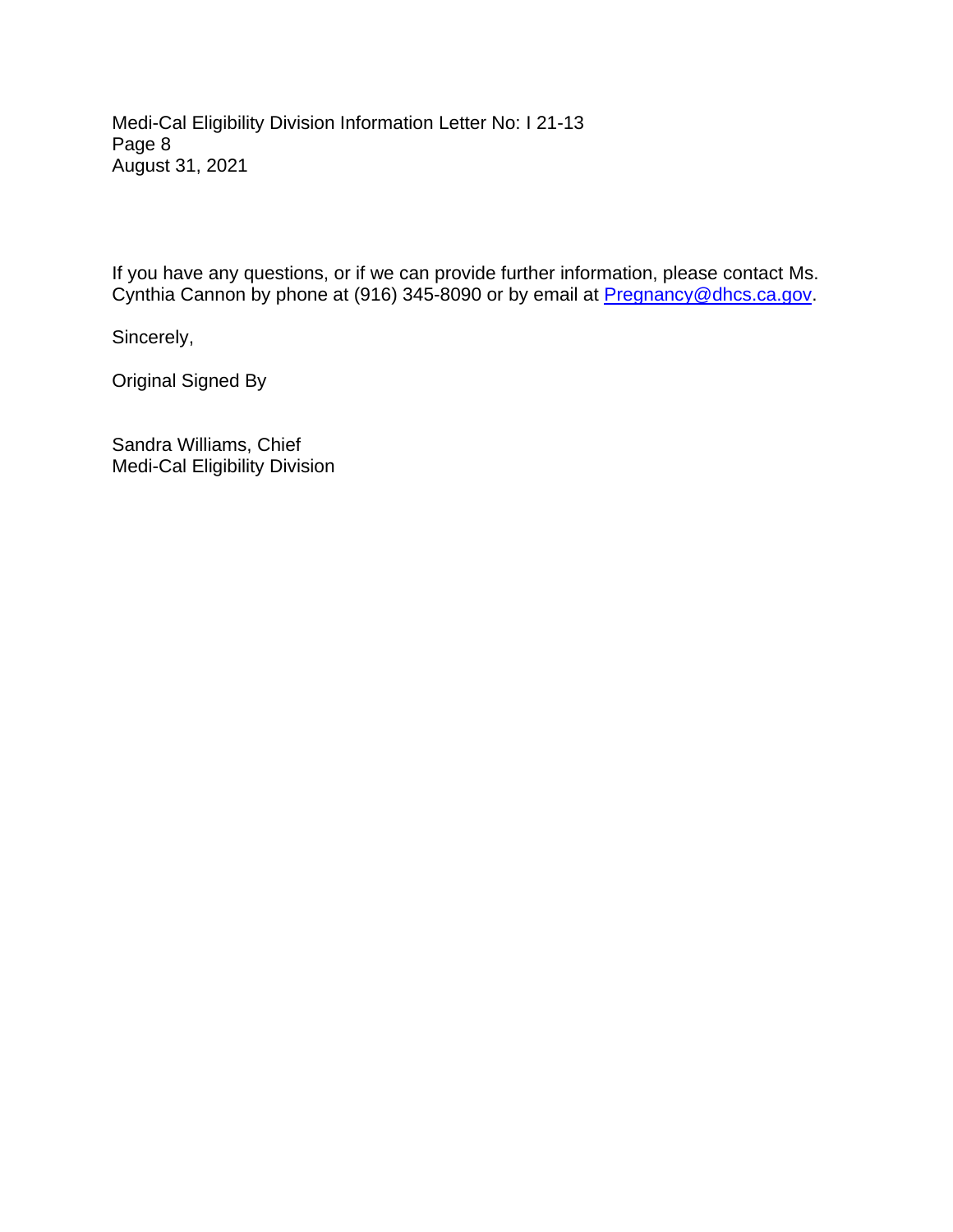If you have any questions, or if we can provide further information, please contact Ms. Cynthia Cannon by phone at (916) 345-8090 or by email at Pregnancy@dhcs.ca.gov.

Sincerely,

Original Signed By

Sandra Williams, Chief
Medi-Cal Eligibility Division